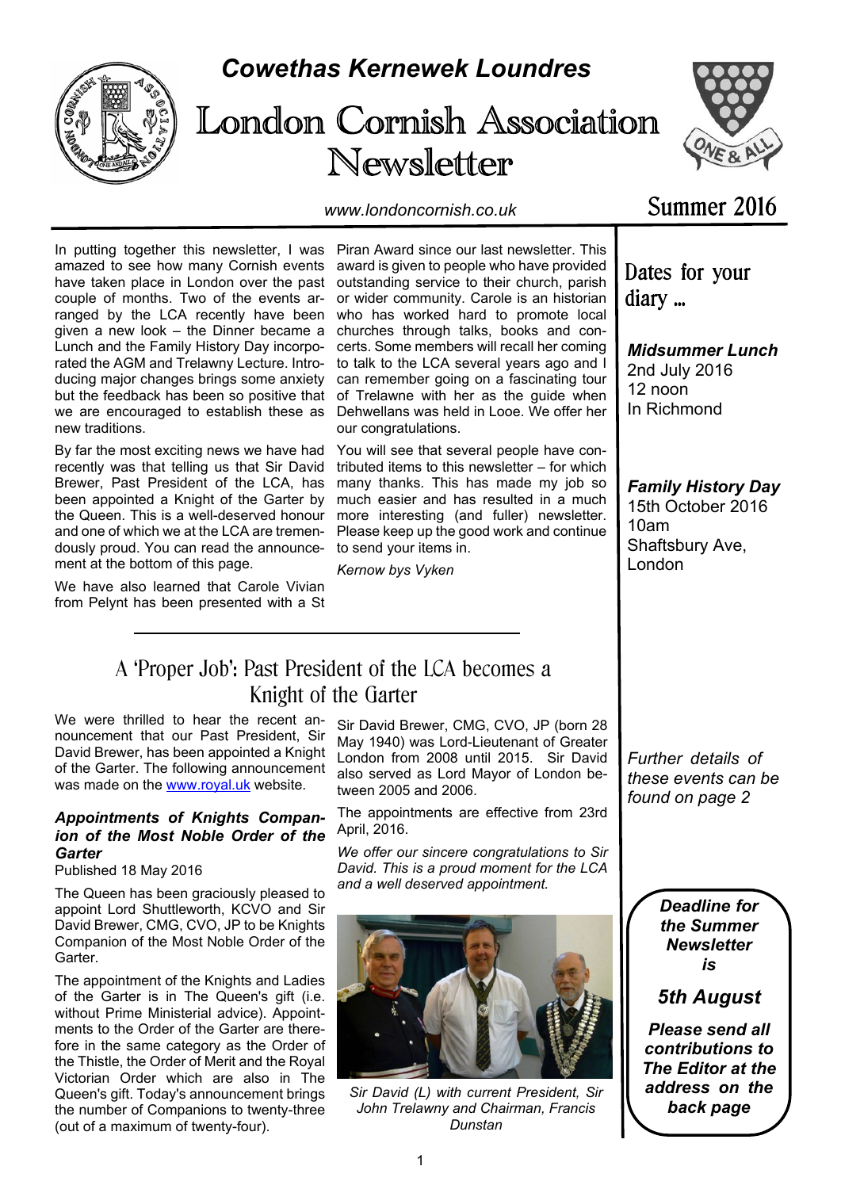# *Cowethas Kernewek Loundres*

# London Cornish Association Newsletter

www.londoncornish.co.uk

Summer 2016

In putting together this newsletter, I was amazed to see how many Cornish events have taken place in London over the past couple of months. Two of the events arranged by the LCA recently have been given a new look – the Dinner became a Lunch and the Family History Day incorporated the AGM and Trelawny Lecture. Introducing major changes brings some anxiety but the feedback has been so positive that we are encouraged to establish these as new traditions.

By far the most exciting news we have had recently was that telling us that Sir David Brewer, Past President of the LCA, has been appointed a Knight of the Garter by the Queen. This is a well-deserved honour and one of which we at the LCA are tremendously proud. You can read the announcement at the bottom of this page.

We have also learned that Carole Vivian from Pelynt has been presented with a St Piran Award since our last newsletter. This award is given to people who have provided outstanding service to their church, parish or wider community. Carole is an historian who has worked hard to promote local churches through talks, books and concerts. Some members will recall her coming to talk to the LCA several years ago and I can remember going on a fascinating tour of Trelawne with her as the guide when Dehwellans was held in Looe. We offer her our congratulations.

You will see that several people have contributed items to this newsletter – for which many thanks. This has made my job so much easier and has resulted in a much more interesting (and fuller) newsletter. Please keep up the good work and continue to send your items in.

*Kernow bys Vyken*

## Dates for your diary ...

***Midsummer Lunch***
2nd July 2016
12 noon
In Richmond

***Family History Day***
15th October 2016
10am
Shaftsbury Ave,
London

*Further details of these events can be found on page 2*

***Deadline for the Summer Newsletter is***

***5th August***

***Please send all contributions to The Editor at the address on the back page***

## A 'Proper Job': Past President of the LCA becomes a Knight of the Garter

We were thrilled to hear the recent announcement that our Past President, Sir David Brewer, has been appointed a Knight of the Garter. The following announcement was made on the www.royal.uk website.

***Appointments of Knights Companion of the Most Noble Order of the Garter***
Published 18 May 2016

The Queen has been graciously pleased to appoint Lord Shuttleworth, KCVO and Sir David Brewer, CMG, CVO, JP to be Knights Companion of the Most Noble Order of the Garter.

The appointment of the Knights and Ladies of the Garter is in The Queen's gift (i.e. without Prime Ministerial advice). Appointments to the Order of the Garter are therefore in the same category as the Order of the Thistle, the Order of Merit and the Royal Victorian Order which are also in The Queen's gift. Today's announcement brings the number of Companions to twenty-three (out of a maximum of twenty-four).

Sir David Brewer, CMG, CVO, JP (born 28 May 1940) was Lord-Lieutenant of Greater London from 2008 until 2015. Sir David also served as Lord Mayor of London between 2005 and 2006.

The appointments are effective from 23rd April, 2016.

*We offer our sincere congratulations to Sir David. This is a proud moment for the LCA and a well deserved appointment.*

*Sir David (L) with current President, Sir John Trelawny and Chairman, Francis Dunstan*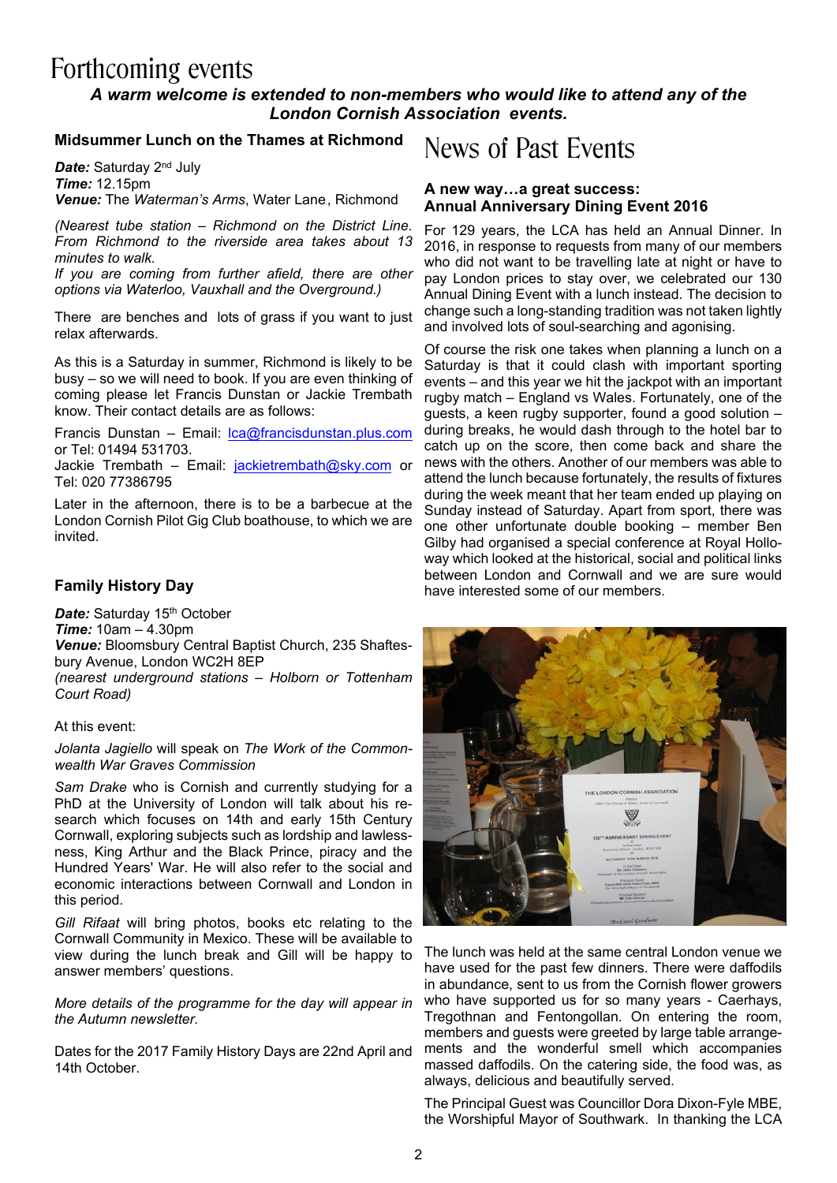# Forthcoming events

***A warm welcome is extended to non-members who would like to attend any of the London Cornish Association events.***

### Midsummer Lunch on the Thames at Richmond

***Date:*** Saturday 2nd July
***Time:*** 12.15pm
***Venue:*** The *Waterman's Arms*, Water Lane, Richmond

*(Nearest tube station – Richmond on the District Line. From Richmond to the riverside area takes about 13 minutes to walk.*
*If you are coming from further afield, there are other options via Waterloo, Vauxhall and the Overground.)*

There are benches and lots of grass if you want to just relax afterwards.

As this is a Saturday in summer, Richmond is likely to be busy – so we will need to book. If you are even thinking of coming please let Francis Dunstan or Jackie Trembath know. Their contact details are as follows:

Francis Dunstan – Email: lca@francisdunstan.plus.com or Tel: 01494 531703.
Jackie Trembath – Email: jackietrembath@sky.com or Tel: 020 77386795

Later in the afternoon, there is to be a barbecue at the London Cornish Pilot Gig Club boathouse, to which we are invited.

### Family History Day

***Date:*** Saturday 15th October
***Time:*** 10am – 4.30pm
***Venue:*** Bloomsbury Central Baptist Church, 235 Shaftesbury Avenue, London WC2H 8EP
*(nearest underground stations – Holborn or Tottenham Court Road)*

At this event:

*Jolanta Jagiello* will speak on *The Work of the Commonwealth War Graves Commission*

*Sam Drake* who is Cornish and currently studying for a PhD at the University of London will talk about his research which focuses on 14th and early 15th Century Cornwall, exploring subjects such as lordship and lawlessness, King Arthur and the Black Prince, piracy and the Hundred Years' War. He will also refer to the social and economic interactions between Cornwall and London in this period.

*Gill Rifaat* will bring photos, books etc relating to the Cornwall Community in Mexico. These will be available to view during the lunch break and Gill will be happy to answer members' questions.

*More details of the programme for the day will appear in the Autumn newsletter.*

Dates for the 2017 Family History Days are 22nd April and 14th October.

# News of Past Events

### A new way…a great success: Annual Anniversary Dining Event 2016

For 129 years, the LCA has held an Annual Dinner. In 2016, in response to requests from many of our members who did not want to be travelling late at night or have to pay London prices to stay over, we celebrated our 130 Annual Dining Event with a lunch instead. The decision to change such a long-standing tradition was not taken lightly and involved lots of soul-searching and agonising.

Of course the risk one takes when planning a lunch on a Saturday is that it could clash with important sporting events – and this year we hit the jackpot with an important rugby match – England vs Wales. Fortunately, one of the guests, a keen rugby supporter, found a good solution – during breaks, he would dash through to the hotel bar to catch up on the score, then come back and share the news with the others. Another of our members was able to attend the lunch because fortunately, the results of fixtures during the week meant that her team ended up playing on Sunday instead of Saturday. Apart from sport, there was one other unfortunate double booking – member Ben Gilby had organised a special conference at Royal Holloway which looked at the historical, social and political links between London and Cornwall and we are sure would have interested some of our members.

The lunch was held at the same central London venue we have used for the past few dinners. There were daffodils in abundance, sent to us from the Cornish flower growers who have supported us for so many years - Caerhays, Tregothnan and Fentongollan. On entering the room, members and guests were greeted by large table arrangements and the wonderful smell which accompanies massed daffodils. On the catering side, the food was, as always, delicious and beautifully served.

The Principal Guest was Councillor Dora Dixon-Fyle MBE, the Worshipful Mayor of Southwark. In thanking the LCA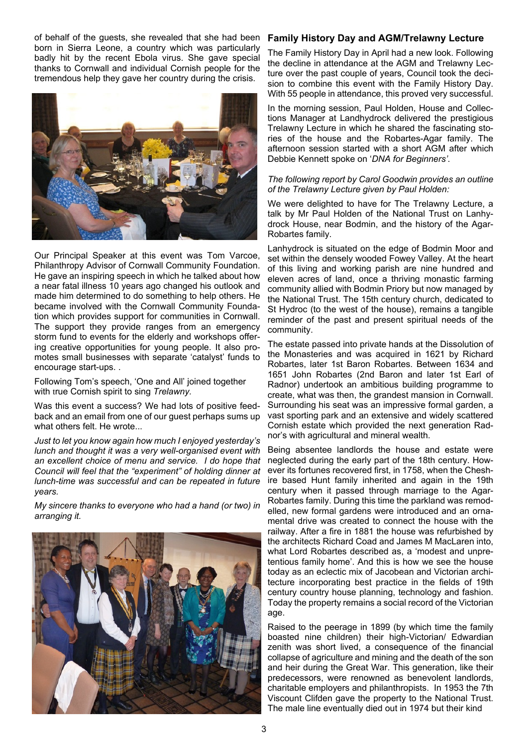of behalf of the guests, she revealed that she had been born in Sierra Leone, a country which was particularly badly hit by the recent Ebola virus. She gave special thanks to Cornwall and individual Cornish people for the tremendous help they gave her country during the crisis.

Our Principal Speaker at this event was Tom Varcoe, Philanthropy Advisor of Cornwall Community Foundation. He gave an inspiring speech in which he talked about how a near fatal illness 10 years ago changed his outlook and made him determined to do something to help others. He became involved with the Cornwall Community Foundation which provides support for communities in Cornwall. The support they provide ranges from an emergency storm fund to events for the elderly and workshops offering creative opportunities for young people. It also promotes small businesses with separate 'catalyst' funds to encourage start-ups. .

Following Tom's speech, 'One and All' joined together with true Cornish spirit to sing *Trelawny.*

Was this event a success? We had lots of positive feedback and an email from one of our guest perhaps sums up what others felt. He wrote...

*Just to let you know again how much I enjoyed yesterday's lunch and thought it was a very well-organised event with an excellent choice of menu and service. I do hope that Council will feel that the "experiment" of holding dinner at lunch-time was successful and can be repeated in future years.*

*My sincere thanks to everyone who had a hand (or two) in arranging it.*

## Family History Day and AGM/Trelawny Lecture

The Family History Day in April had a new look. Following the decline in attendance at the AGM and Trelawny Lecture over the past couple of years, Council took the decision to combine this event with the Family History Day. With 55 people in attendance, this proved very successful.

In the morning session, Paul Holden, House and Collections Manager at Landhydrock delivered the prestigious Trelawny Lecture in which he shared the fascinating stories of the house and the Robartes-Agar family. The afternoon session started with a short AGM after which Debbie Kennett spoke on '*DNA for Beginners'*.

*The following report by Carol Goodwin provides an outline of the Trelawny Lecture given by Paul Holden:*

We were delighted to have for The Trelawny Lecture, a talk by Mr Paul Holden of the National Trust on Lanhydrock House, near Bodmin, and the history of the Agar-Robartes family.

Lanhydrock is situated on the edge of Bodmin Moor and set within the densely wooded Fowey Valley. At the heart of this living and working parish are nine hundred and eleven acres of land, once a thriving monastic farming community allied with Bodmin Priory but now managed by the National Trust. The 15th century church, dedicated to St Hydroc (to the west of the house), remains a tangible reminder of the past and present spiritual needs of the community.

The estate passed into private hands at the Dissolution of the Monasteries and was acquired in 1621 by Richard Robartes, later 1st Baron Robartes. Between 1634 and 1651 John Robartes (2nd Baron and later 1st Earl of Radnor) undertook an ambitious building programme to create, what was then, the grandest mansion in Cornwall. Surrounding his seat was an impressive formal garden, a vast sporting park and an extensive and widely scattered Cornish estate which provided the next generation Radnor's with agricultural and mineral wealth.

Being absentee landlords the house and estate were neglected during the early part of the 18th century. However its fortunes recovered first, in 1758, when the Cheshire based Hunt family inherited and again in the 19th century when it passed through marriage to the Agar-Robartes family. During this time the parkland was remodelled, new formal gardens were introduced and an ornamental drive was created to connect the house with the railway. After a fire in 1881 the house was refurbished by the architects Richard Coad and James M MacLaren into, what Lord Robartes described as, a 'modest and unpretentious family home'. And this is how we see the house today as an eclectic mix of Jacobean and Victorian architecture incorporating best practice in the fields of 19th century country house planning, technology and fashion. Today the property remains a social record of the Victorian age.

Raised to the peerage in 1899 (by which time the family boasted nine children) their high-Victorian/ Edwardian zenith was short lived, a consequence of the financial collapse of agriculture and mining and the death of the son and heir during the Great War. This generation, like their predecessors, were renowned as benevolent landlords, charitable employers and philanthropists. In 1953 the 7th Viscount Clifden gave the property to the National Trust. The male line eventually died out in 1974 but their kind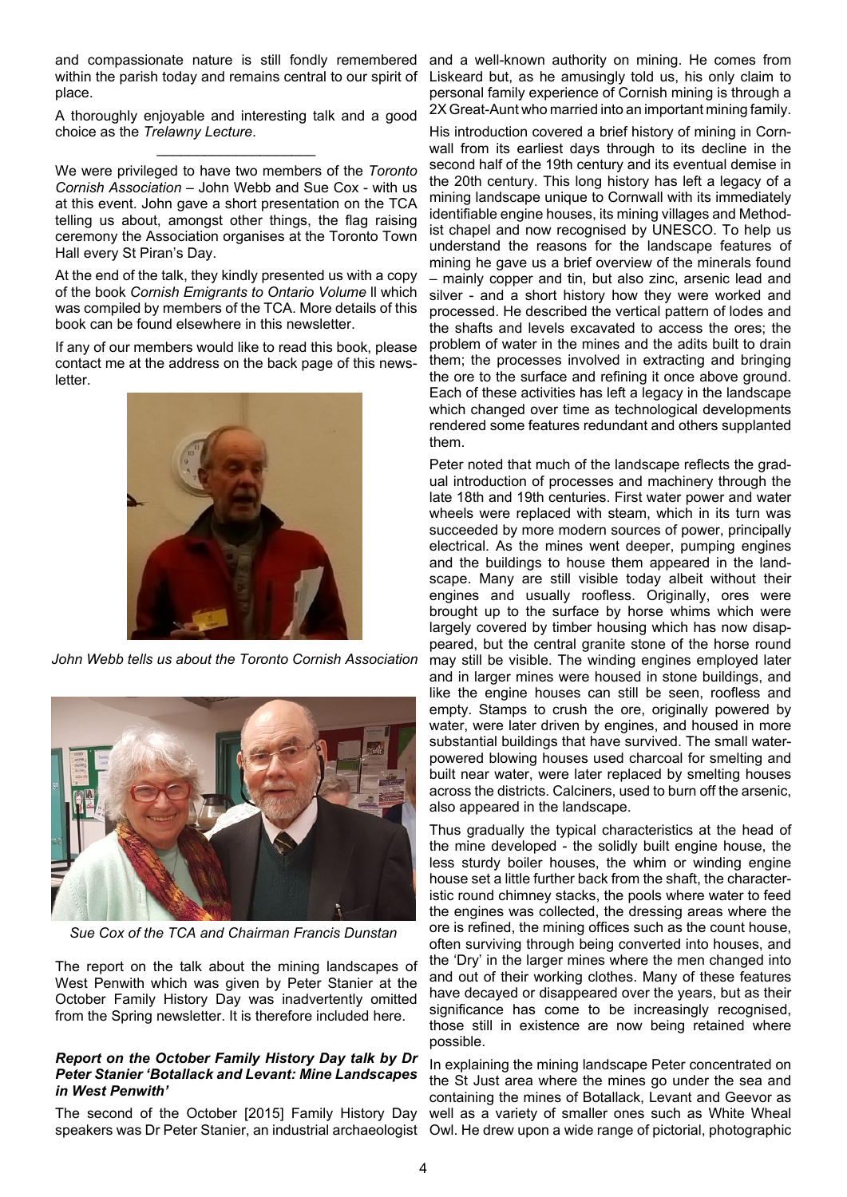and compassionate nature is still fondly remembered within the parish today and remains central to our spirit of place.

A thoroughly enjoyable and interesting talk and a good choice as the *Trelawny Lecture*.

---

We were privileged to have two members of the *Toronto Cornish Association* – John Webb and Sue Cox - with us at this event. John gave a short presentation on the TCA telling us about, amongst other things, the flag raising ceremony the Association organises at the Toronto Town Hall every St Piran's Day.

At the end of the talk, they kindly presented us with a copy of the book *Cornish Emigrants to Ontario Volume* II which was compiled by members of the TCA. More details of this book can be found elsewhere in this newsletter.

If any of our members would like to read this book, please contact me at the address on the back page of this newsletter.

*John Webb tells us about the Toronto Cornish Association*

*Sue Cox of the TCA and Chairman Francis Dunstan*

The report on the talk about the mining landscapes of West Penwith which was given by Peter Stanier at the October Family History Day was inadvertently omitted from the Spring newsletter. It is therefore included here.

#### *Report on the October Family History Day talk by Dr Peter Stanier 'Botallack and Levant: Mine Landscapes in West Penwith'*

The second of the October [2015] Family History Day speakers was Dr Peter Stanier, an industrial archaeologist and a well-known authority on mining. He comes from Liskeard but, as he amusingly told us, his only claim to personal family experience of Cornish mining is through a 2X Great-Aunt who married into an important mining family.

His introduction covered a brief history of mining in Cornwall from its earliest days through to its decline in the second half of the 19th century and its eventual demise in the 20th century. This long history has left a legacy of a mining landscape unique to Cornwall with its immediately identifiable engine houses, its mining villages and Methodist chapel and now recognised by UNESCO. To help us understand the reasons for the landscape features of mining he gave us a brief overview of the minerals found – mainly copper and tin, but also zinc, arsenic lead and silver - and a short history how they were worked and processed. He described the vertical pattern of lodes and the shafts and levels excavated to access the ores; the problem of water in the mines and the adits built to drain them; the processes involved in extracting and bringing the ore to the surface and refining it once above ground. Each of these activities has left a legacy in the landscape which changed over time as technological developments rendered some features redundant and others supplanted them.

Peter noted that much of the landscape reflects the gradual introduction of processes and machinery through the late 18th and 19th centuries. First water power and water wheels were replaced with steam, which in its turn was succeeded by more modern sources of power, principally electrical. As the mines went deeper, pumping engines and the buildings to house them appeared in the landscape. Many are still visible today albeit without their engines and usually roofless. Originally, ores were brought up to the surface by horse whims which were largely covered by timber housing which has now disappeared, but the central granite stone of the horse round may still be visible. The winding engines employed later and in larger mines were housed in stone buildings, and like the engine houses can still be seen, roofless and empty. Stamps to crush the ore, originally powered by water, were later driven by engines, and housed in more substantial buildings that have survived. The small water-powered blowing houses used charcoal for smelting and built near water, were later replaced by smelting houses across the districts. Calciners, used to burn off the arsenic, also appeared in the landscape.

Thus gradually the typical characteristics at the head of the mine developed - the solidly built engine house, the less sturdy boiler houses, the whim or winding engine house set a little further back from the shaft, the characteristic round chimney stacks, the pools where water to feed the engines was collected, the dressing areas where the ore is refined, the mining offices such as the count house, often surviving through being converted into houses, and the 'Dry' in the larger mines where the men changed into and out of their working clothes. Many of these features have decayed or disappeared over the years, but as their significance has come to be increasingly recognised, those still in existence are now being retained where possible.

In explaining the mining landscape Peter concentrated on the St Just area where the mines go under the sea and containing the mines of Botallack, Levant and Geevor as well as a variety of smaller ones such as White Wheal Owl. He drew upon a wide range of pictorial, photographic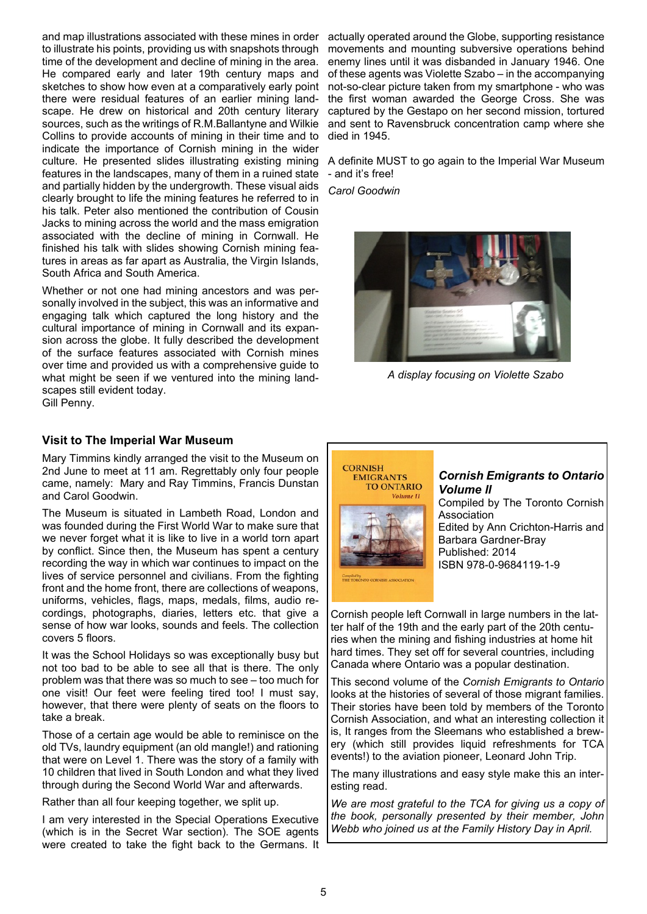and map illustrations associated with these mines in order to illustrate his points, providing us with snapshots through time of the development and decline of mining in the area. He compared early and later 19th century maps and sketches to show how even at a comparatively early point there were residual features of an earlier mining landscape. He drew on historical and 20th century literary sources, such as the writings of R.M.Ballantyne and Wilkie Collins to provide accounts of mining in their time and to indicate the importance of Cornish mining in the wider culture. He presented slides illustrating existing mining features in the landscapes, many of them in a ruined state and partially hidden by the undergrowth. These visual aids clearly brought to life the mining features he referred to in his talk. Peter also mentioned the contribution of Cousin Jacks to mining across the world and the mass emigration associated with the decline of mining in Cornwall. He finished his talk with slides showing Cornish mining features in areas as far apart as Australia, the Virgin Islands, South Africa and South America.

Whether or not one had mining ancestors and was personally involved in the subject, this was an informative and engaging talk which captured the long history and the cultural importance of mining in Cornwall and its expansion across the globe. It fully described the development of the surface features associated with Cornish mines over time and provided us with a comprehensive guide to what might be seen if we ventured into the mining landscapes still evident today.
Gill Penny.

## Visit to The Imperial War Museum

Mary Timmins kindly arranged the visit to the Museum on 2nd June to meet at 11 am. Regrettably only four people came, namely: Mary and Ray Timmins, Francis Dunstan and Carol Goodwin.

The Museum is situated in Lambeth Road, London and was founded during the First World War to make sure that we never forget what it is like to live in a world torn apart by conflict. Since then, the Museum has spent a century recording the way in which war continues to impact on the lives of service personnel and civilians. From the fighting front and the home front, there are collections of weapons, uniforms, vehicles, flags, maps, medals, films, audio recordings, photographs, diaries, letters etc. that give a sense of how war looks, sounds and feels. The collection covers 5 floors.

It was the School Holidays so was exceptionally busy but not too bad to be able to see all that is there. The only problem was that there was so much to see – too much for one visit! Our feet were feeling tired too! I must say, however, that there were plenty of seats on the floors to take a break.

Those of a certain age would be able to reminisce on the old TVs, laundry equipment (an old mangle!) and rationing that were on Level 1. There was the story of a family with 10 children that lived in South London and what they lived through during the Second World War and afterwards.

Rather than all four keeping together, we split up.

I am very interested in the Special Operations Executive (which is in the Secret War section). The SOE agents were created to take the fight back to the Germans. It actually operated around the Globe, supporting resistance movements and mounting subversive operations behind enemy lines until it was disbanded in January 1946. One of these agents was Violette Szabo – in the accompanying not-so-clear picture taken from my smartphone - who was the first woman awarded the George Cross. She was captured by the Gestapo on her second mission, tortured and sent to Ravensbruck concentration camp where she died in 1945.

A definite MUST to go again to the Imperial War Museum - and it's free!

*Carol Goodwin*

*A display focusing on Violette Szabo*

---

**CORNISH EMIGRANTS TO ONTARIO** *Volume II*

Compiled by THE TORONTO CORNISH ASSOCIATION

### *Cornish Emigrants to Ontario Volume II*

Compiled by The Toronto Cornish Association
Edited by Ann Crichton-Harris and Barbara Gardner-Bray
Published: 2014
ISBN 978-0-9684119-1-9

Cornish people left Cornwall in large numbers in the latter half of the 19th and the early part of the 20th centuries when the mining and fishing industries at home hit hard times. They set off for several countries, including Canada where Ontario was a popular destination.

This second volume of the *Cornish Emigrants to Ontario* looks at the histories of several of those migrant families. Their stories have been told by members of the Toronto Cornish Association, and what an interesting collection it is, It ranges from the Sleemans who established a brewery (which still provides liquid refreshments for TCA events!) to the aviation pioneer, Leonard John Trip.

The many illustrations and easy style make this an interesting read.

*We are most grateful to the TCA for giving us a copy of the book, personally presented by their member, John Webb who joined us at the Family History Day in April.*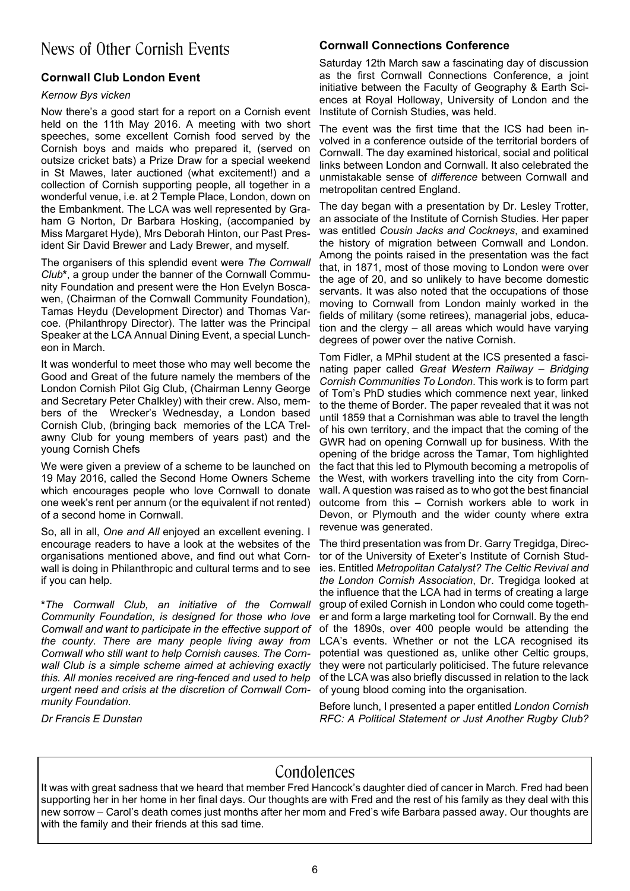# News of Other Cornish Events

### Cornwall Club London Event

*Kernow Bys vicken*

Now there's a good start for a report on a Cornish event held on the 11th May 2016. A meeting with two short speeches, some excellent Cornish food served by the Cornish boys and maids who prepared it, (served on outsize cricket bats) a Prize Draw for a special weekend in St Mawes, later auctioned (what excitement!) and a collection of Cornish supporting people, all together in a wonderful venue, i.e. at 2 Temple Place, London, down on the Embankment. The LCA was well represented by Graham G Norton, Dr Barbara Hosking, (accompanied by Miss Margaret Hyde), Mrs Deborah Hinton, our Past President Sir David Brewer and Lady Brewer, and myself.

The organisers of this splendid event were *The Cornwall Club**, a group under the banner of the Cornwall Community Foundation and present were the Hon Evelyn Boscawen, (Chairman of the Cornwall Community Foundation), Tamas Heydu (Development Director) and Thomas Varcoe. (Philanthropy Director). The latter was the Principal Speaker at the LCA Annual Dining Event, a special Luncheon in March.

It was wonderful to meet those who may well become the Good and Great of the future namely the members of the London Cornish Pilot Gig Club, (Chairman Lenny George and Secretary Peter Chalkley) with their crew. Also, members of the Wrecker's Wednesday, a London based Cornish Club, (bringing back memories of the LCA Trelawny Club for young members of years past) and the young Cornish Chefs

We were given a preview of a scheme to be launched on 19 May 2016, called the Second Home Owners Scheme which encourages people who love Cornwall to donate one week's rent per annum (or the equivalent if not rented) of a second home in Cornwall.

So, all in all, *One and All* enjoyed an excellent evening. I encourage readers to have a look at the websites of the organisations mentioned above, and find out what Cornwall is doing in Philanthropic and cultural terms and to see if you can help.

**The Cornwall Club, an initiative of the Cornwall Community Foundation, is designed for those who love Cornwall and want to participate in the effective support of the county. There are many people living away from Cornwall who still want to help Cornish causes. The Cornwall Club is a simple scheme aimed at achieving exactly this. All monies received are ring-fenced and used to help urgent need and crisis at the discretion of Cornwall Community Foundation.*

*Dr Francis E Dunstan*

### Cornwall Connections Conference

Saturday 12th March saw a fascinating day of discussion as the first Cornwall Connections Conference, a joint initiative between the Faculty of Geography & Earth Sciences at Royal Holloway, University of London and the Institute of Cornish Studies, was held.

The event was the first time that the ICS had been involved in a conference outside of the territorial borders of Cornwall. The day examined historical, social and political links between London and Cornwall. It also celebrated the unmistakable sense of *difference* between Cornwall and metropolitan centred England.

The day began with a presentation by Dr. Lesley Trotter, an associate of the Institute of Cornish Studies. Her paper was entitled *Cousin Jacks and Cockneys*, and examined the history of migration between Cornwall and London. Among the points raised in the presentation was the fact that, in 1871, most of those moving to London were over the age of 20, and so unlikely to have become domestic servants. It was also noted that the occupations of those moving to Cornwall from London mainly worked in the fields of military (some retirees), managerial jobs, education and the clergy – all areas which would have varying degrees of power over the native Cornish.

Tom Fidler, a MPhil student at the ICS presented a fascinating paper called *Great Western Railway – Bridging Cornish Communities To London*. This work is to form part of Tom's PhD studies which commence next year, linked to the theme of Border. The paper revealed that it was not until 1859 that a Cornishman was able to travel the length of his own territory, and the impact that the coming of the GWR had on opening Cornwall up for business. With the opening of the bridge across the Tamar, Tom highlighted the fact that this led to Plymouth becoming a metropolis of the West, with workers travelling into the city from Cornwall. A question was raised as to who got the best financial outcome from this – Cornish workers able to work in Devon, or Plymouth and the wider county where extra revenue was generated.

The third presentation was from Dr. Garry Tregidga, Director of the University of Exeter's Institute of Cornish Studies. Entitled *Metropolitan Catalyst? The Celtic Revival and the London Cornish Association*, Dr. Tregidga looked at the influence that the LCA had in terms of creating a large group of exiled Cornish in London who could come together and form a large marketing tool for Cornwall. By the end of the 1890s, over 400 people would be attending the LCA's events. Whether or not the LCA recognised its potential was questioned as, unlike other Celtic groups, they were not particularly politicised. The future relevance of the LCA was also briefly discussed in relation to the lack of young blood coming into the organisation.

Before lunch, I presented a paper entitled *London Cornish RFC: A Political Statement or Just Another Rugby Club?*

## Condolences

It was with great sadness that we heard that member Fred Hancock's daughter died of cancer in March. Fred had been supporting her in her home in her final days. Our thoughts are with Fred and the rest of his family as they deal with this new sorrow – Carol's death comes just months after her mom and Fred's wife Barbara passed away. Our thoughts are with the family and their friends at this sad time.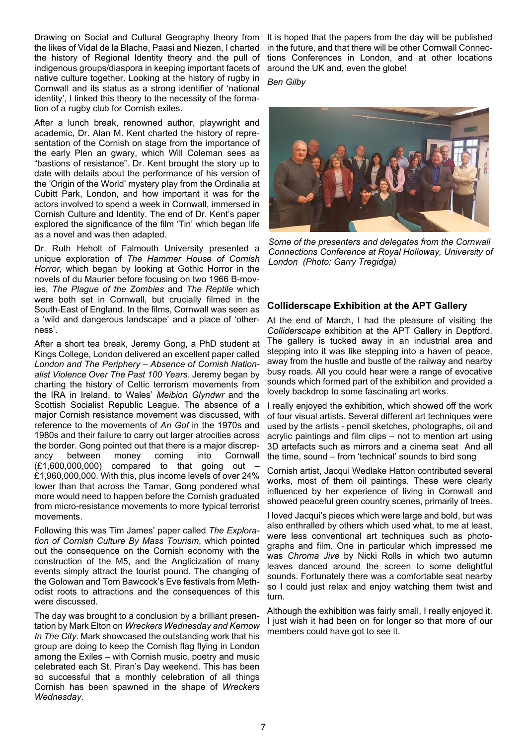Drawing on Social and Cultural Geography theory from the likes of Vidal de la Blache, Paasi and Niezen, I charted the history of Regional Identity theory and the pull of indigenous groups/diaspora in keeping important facets of native culture together. Looking at the history of rugby in Cornwall and its status as a strong identifier of 'national identity', I linked this theory to the necessity of the formation of a rugby club for Cornish exiles.

After a lunch break, renowned author, playwright and academic, Dr. Alan M. Kent charted the history of representation of the Cornish on stage from the importance of the early Plen an gwary, which Will Coleman sees as "bastions of resistance". Dr. Kent brought the story up to date with details about the performance of his version of the 'Origin of the World' mystery play from the Ordinalia at Cubitt Park, London, and how important it was for the actors involved to spend a week in Cornwall, immersed in Cornish Culture and Identity. The end of Dr. Kent's paper explored the significance of the film 'Tin' which began life as a novel and was then adapted.

Dr. Ruth Heholt of Falmouth University presented a unique exploration of *The Hammer House of Cornish Horror*, which began by looking at Gothic Horror in the novels of du Maurier before focusing on two 1966 B-movies, *The Plague of the Zombies* and *The Reptile* which were both set in Cornwall, but crucially filmed in the South-East of England. In the films, Cornwall was seen as a 'wild and dangerous landscape' and a place of 'otherness'.

After a short tea break, Jeremy Gong, a PhD student at Kings College, London delivered an excellent paper called *London and The Periphery – Absence of Cornish Nationalist Violence Over The Past 100 Years*. Jeremy began by charting the history of Celtic terrorism movements from the IRA in Ireland, to Wales' *Meibion Glyndwr* and the Scottish Socialist Republic League. The absence of a major Cornish resistance movement was discussed, with reference to the movements of *An Gof* in the 1970s and 1980s and their failure to carry out larger atrocities across the border. Gong pointed out that there is a major discrepancy between money coming into Cornwall (£1,600,000,000) compared to that going out – £1,960,000,000. With this, plus income levels of over 24% lower than that across the Tamar, Gong pondered what more would need to happen before the Cornish graduated from micro-resistance movements to more typical terrorist movements.

Following this was Tim James' paper called *The Exploration of Cornish Culture By Mass Tourism*, which pointed out the consequence on the Cornish economy with the construction of the M5, and the Anglicization of many events simply attract the tourist pound. The changing of the Golowan and Tom Bawcock's Eve festivals from Methodist roots to attractions and the consequences of this were discussed.

The day was brought to a conclusion by a brilliant presentation by Mark Elton on *Wreckers Wednesday and Kernow In The City*. Mark showcased the outstanding work that his group are doing to keep the Cornish flag flying in London among the Exiles – with Cornish music, poetry and music celebrated each St. Piran's Day weekend. This has been so successful that a monthly celebration of all things Cornish has been spawned in the shape of *Wreckers Wednesday*.

It is hoped that the papers from the day will be published in the future, and that there will be other Cornwall Connections Conferences in London, and at other locations around the UK and, even the globe!

*Ben Gilby*

*Some of the presenters and delegates from the Cornwall Connections Conference at Royal Holloway, University of London (Photo: Garry Tregidga)*

### Colliderscape Exhibition at the APT Gallery

At the end of March, I had the pleasure of visiting the *Colliderscape* exhibition at the APT Gallery in Deptford. The gallery is tucked away in an industrial area and stepping into it was like stepping into a haven of peace, away from the hustle and bustle of the railway and nearby busy roads. All you could hear were a range of evocative sounds which formed part of the exhibition and provided a lovely backdrop to some fascinating art works.

I really enjoyed the exhibition, which showed off the work of four visual artists. Several different art techniques were used by the artists - pencil sketches, photographs, oil and acrylic paintings and film clips – not to mention art using 3D artefacts such as mirrors and a cinema seat  And all the time, sound – from 'technical' sounds to bird song

Cornish artist, Jacqui Wedlake Hatton contributed several works, most of them oil paintings. These were clearly influenced by her experience of living in Cornwall and showed peaceful green country scenes, primarily of trees.

I loved Jacqui's pieces which were large and bold, but was also enthralled by others which used what, to me at least, were less conventional art techniques such as photographs and film. One in particular which impressed me was *Chroma Jive* by Nicki Rolls in which two autumn leaves danced around the screen to some delightful sounds. Fortunately there was a comfortable seat nearby so I could just relax and enjoy watching them twist and turn.

Although the exhibition was fairly small, I really enjoyed it. I just wish it had been on for longer so that more of our members could have got to see it.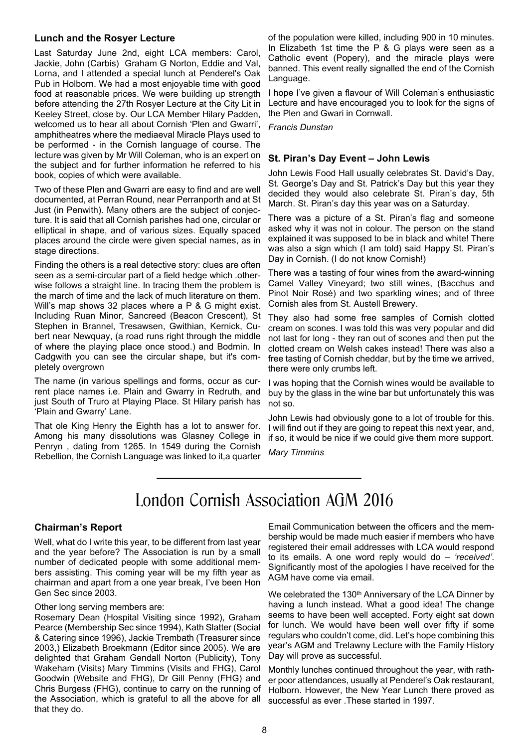### Lunch and the Rosyer Lecture

Last Saturday June 2nd, eight LCA members: Carol, Jackie, John (Carbis) Graham G Norton, Eddie and Val, Lorna, and I attended a special lunch at Penderel's Oak Pub in Holborn. We had a most enjoyable time with good food at reasonable prices. We were building up strength before attending the 27th Rosyer Lecture at the City Lit in Keeley Street, close by. Our LCA Member Hilary Padden, welcomed us to hear all about Cornish 'Plen and Gwarri', amphitheatres where the mediaeval Miracle Plays used to be performed - in the Cornish language of course. The lecture was given by Mr Will Coleman, who is an expert on the subject and for further information he referred to his book, copies of which were available.

Two of these Plen and Gwarri are easy to find and are well documented, at Perran Round, near Perranporth and at St Just (in Penwith). Many others are the subject of conjecture. It is said that all Cornish parishes had one, circular or elliptical in shape, and of various sizes. Equally spaced places around the circle were given special names, as in stage directions.

Finding the others is a real detective story: clues are often seen as a semi-circular part of a field hedge which .otherwise follows a straight line. In tracing them the problem is the march of time and the lack of much literature on them. Will's map shows 32 places where a P & G might exist. Including Ruan Minor, Sancreed (Beacon Crescent), St Stephen in Brannel, Tresawsen, Gwithian, Kernick, Cubert near Newquay, (a road runs right through the middle of where the playing place once stood.) and Bodmin. In Cadgwith you can see the circular shape, but it's completely overgrown

The name (in various spellings and forms, occur as current place names i.e. Plain and Gwarry in Redruth, and just South of Truro at Playing Place. St Hilary parish has 'Plain and Gwarry' Lane.

That ole King Henry the Eighth has a lot to answer for. Among his many dissolutions was Glasney College in Penryn , dating from 1265. In 1549 during the Cornish Rebellion, the Cornish Language was linked to it,a quarter of the population were killed, including 900 in 10 minutes. In Elizabeth 1st time the P & G plays were seen as a Catholic event (Popery), and the miracle plays were banned. This event really signalled the end of the Cornish Language.

I hope I've given a flavour of Will Coleman's enthusiastic Lecture and have encouraged you to look for the signs of the Plen and Gwari in Cornwall.

*Francis Dunstan*

### St. Piran's Day Event – John Lewis

John Lewis Food Hall usually celebrates St. David's Day, St. George's Day and St. Patrick's Day but this year they decided they would also celebrate St. Piran's day, 5th March. St. Piran's day this year was on a Saturday.

There was a picture of a St. Piran's flag and someone asked why it was not in colour. The person on the stand explained it was supposed to be in black and white! There was also a sign which (I am told) said Happy St. Piran's Day in Cornish. (I do not know Cornish!)

There was a tasting of four wines from the award-winning Camel Valley Vineyard; two still wines, (Bacchus and Pinot Noir Rosé) and two sparkling wines; and of three Cornish ales from St. Austell Brewery.

They also had some free samples of Cornish clotted cream on scones. I was told this was very popular and did not last for long - they ran out of scones and then put the clotted cream on Welsh cakes instead! There was also a free tasting of Cornish cheddar, but by the time we arrived, there were only crumbs left.

I was hoping that the Cornish wines would be available to buy by the glass in the wine bar but unfortunately this was not so.

John Lewis had obviously gone to a lot of trouble for this. I will find out if they are going to repeat this next year, and, if so, it would be nice if we could give them more support.

*Mary Timmins*

# London Cornish Association AGM 2016

### Chairman's Report

Well, what do I write this year, to be different from last year and the year before? The Association is run by a small number of dedicated people with some additional members assisting. This coming year will be my fifth year as chairman and apart from a one year break, I've been Hon Gen Sec since 2003.

Other long serving members are:

Rosemary Dean (Hospital Visiting since 1992), Graham Pearce (Membership Sec since 1994), Kath Slatter (Social & Catering since 1996), Jackie Trembath (Treasurer since 2003,) Elizabeth Broekmann (Editor since 2005). We are delighted that Graham Gendall Norton (Publicity), Tony Wakeham (Visits) Mary Timmins (Visits and FHG), Carol Goodwin (Website and FHG), Dr Gill Penny (FHG) and Chris Burgess (FHG), continue to carry on the running of the Association, which is grateful to all the above for all that they do.

Email Communication between the officers and the membership would be made much easier if members who have registered their email addresses with LCA would respond to its emails. A one word reply would do – *'received'*. Significantly most of the apologies I have received for the AGM have come via email.

We celebrated the 130th Anniversary of the LCA Dinner by having a lunch instead. What a good idea! The change seems to have been well accepted. Forty eight sat down for lunch. We would have been well over fifty if some regulars who couldn't come, did. Let's hope combining this year's AGM and Trelawny Lecture with the Family History Day will prove as successful.

Monthly lunches continued throughout the year, with rather poor attendances, usually at Penderel's Oak restaurant, Holborn. However, the New Year Lunch there proved as successful as ever .These started in 1997.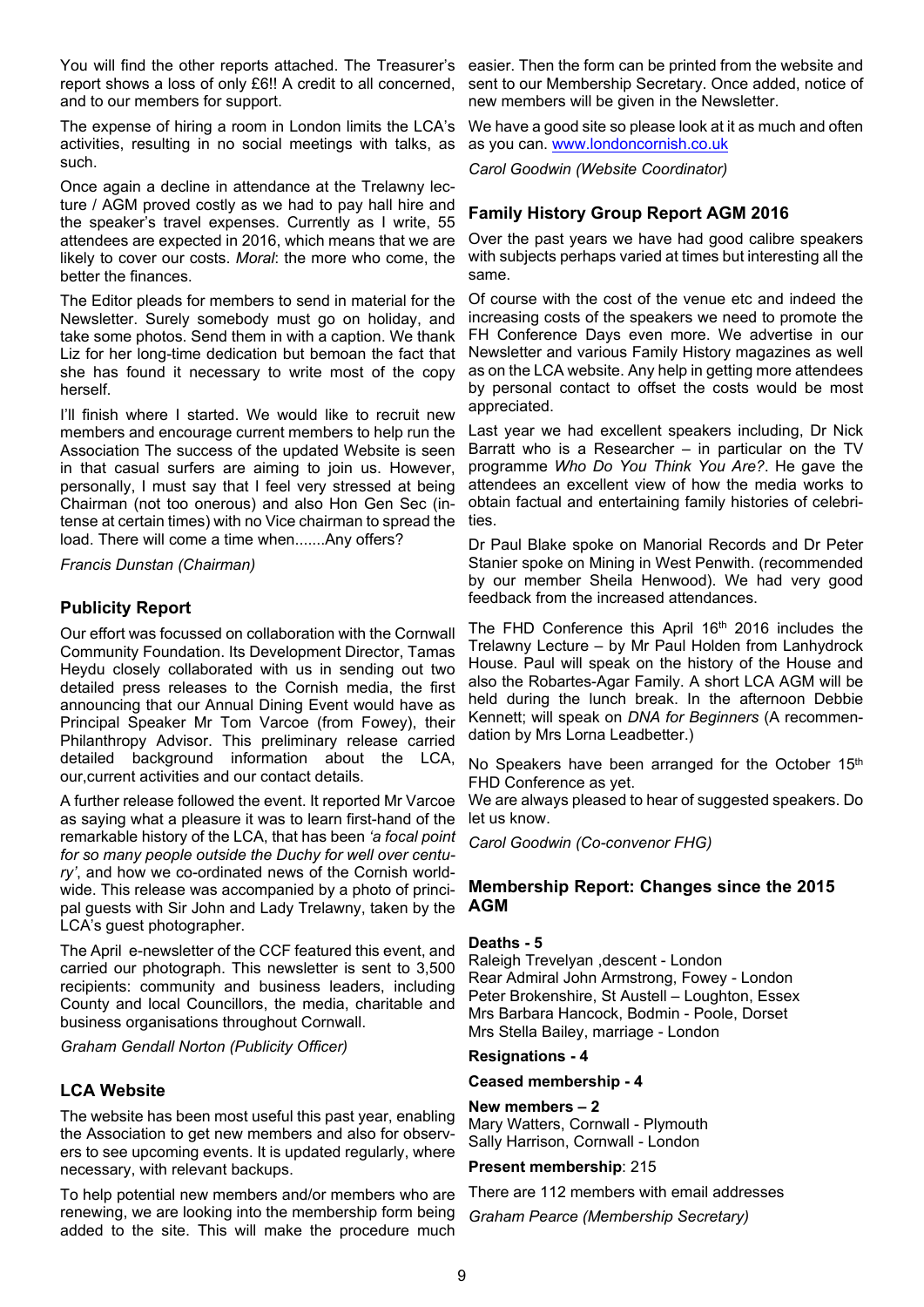You will find the other reports attached. The Treasurer's report shows a loss of only £6!! A credit to all concerned, and to our members for support.

The expense of hiring a room in London limits the LCA's activities, resulting in no social meetings with talks, as such.

Once again a decline in attendance at the Trelawny lecture / AGM proved costly as we had to pay hall hire and the speaker's travel expenses. Currently as I write, 55 attendees are expected in 2016, which means that we are likely to cover our costs. *Moral*: the more who come, the better the finances.

The Editor pleads for members to send in material for the Newsletter. Surely somebody must go on holiday, and take some photos. Send them in with a caption. We thank Liz for her long-time dedication but bemoan the fact that she has found it necessary to write most of the copy herself.

I'll finish where I started. We would like to recruit new members and encourage current members to help run the Association The success of the updated Website is seen in that casual surfers are aiming to join us. However, personally, I must say that I feel very stressed at being Chairman (not too onerous) and also Hon Gen Sec (intense at certain times) with no Vice chairman to spread the load. There will come a time when.......Any offers?

*Francis Dunstan (Chairman)*

### Publicity Report

Our effort was focussed on collaboration with the Cornwall Community Foundation. Its Development Director, Tamas Heydu closely collaborated with us in sending out two detailed press releases to the Cornish media, the first announcing that our Annual Dining Event would have as Principal Speaker Mr Tom Varcoe (from Fowey), their Philanthropy Advisor. This preliminary release carried detailed background information about the LCA, our,current activities and our contact details.

A further release followed the event. It reported Mr Varcoe as saying what a pleasure it was to learn first-hand of the remarkable history of the LCA, that has been *'a focal point for so many people outside the Duchy for well over century'*, and how we co-ordinated news of the Cornish worldwide. This release was accompanied by a photo of principal guests with Sir John and Lady Trelawny, taken by the LCA's guest photographer.

The April e-newsletter of the CCF featured this event, and carried our photograph. This newsletter is sent to 3,500 recipients: community and business leaders, including County and local Councillors, the media, charitable and business organisations throughout Cornwall.

*Graham Gendall Norton (Publicity Officer)*

### LCA Website

The website has been most useful this past year, enabling the Association to get new members and also for observers to see upcoming events. It is updated regularly, where necessary, with relevant backups.

To help potential new members and/or members who are renewing, we are looking into the membership form being added to the site. This will make the procedure much easier. Then the form can be printed from the website and sent to our Membership Secretary. Once added, notice of new members will be given in the Newsletter.

We have a good site so please look at it as much and often as you can. www.londoncornish.co.uk

*Carol Goodwin (Website Coordinator)*

### Family History Group Report AGM 2016

Over the past years we have had good calibre speakers with subjects perhaps varied at times but interesting all the same.

Of course with the cost of the venue etc and indeed the increasing costs of the speakers we need to promote the FH Conference Days even more. We advertise in our Newsletter and various Family History magazines as well as on the LCA website. Any help in getting more attendees by personal contact to offset the costs would be most appreciated.

Last year we had excellent speakers including, Dr Nick Barratt who is a Researcher – in particular on the TV programme *Who Do You Think You Are?*. He gave the attendees an excellent view of how the media works to obtain factual and entertaining family histories of celebrities.

Dr Paul Blake spoke on Manorial Records and Dr Peter Stanier spoke on Mining in West Penwith. (recommended by our member Sheila Henwood). We had very good feedback from the increased attendances.

The FHD Conference this April 16th 2016 includes the Trelawny Lecture – by Mr Paul Holden from Lanhydrock House. Paul will speak on the history of the House and also the Robartes-Agar Family. A short LCA AGM will be held during the lunch break. In the afternoon Debbie Kennett; will speak on *DNA for Beginners* (A recommendation by Mrs Lorna Leadbetter.)

No Speakers have been arranged for the October 15th FHD Conference as yet.

We are always pleased to hear of suggested speakers. Do let us know.

*Carol Goodwin (Co-convenor FHG)*

### Membership Report: Changes since the 2015 AGM

**Deaths - 5**

Raleigh Trevelyan ,descent - London
Rear Admiral John Armstrong, Fowey - London
Peter Brokenshire, St Austell – Loughton, Essex
Mrs Barbara Hancock, Bodmin - Poole, Dorset
Mrs Stella Bailey, marriage - London

**Resignations - 4**

**Ceased membership - 4**

**New members – 2**

Mary Watters, Cornwall - Plymouth
Sally Harrison, Cornwall - London

**Present membership**: 215

There are 112 members with email addresses

*Graham Pearce (Membership Secretary)*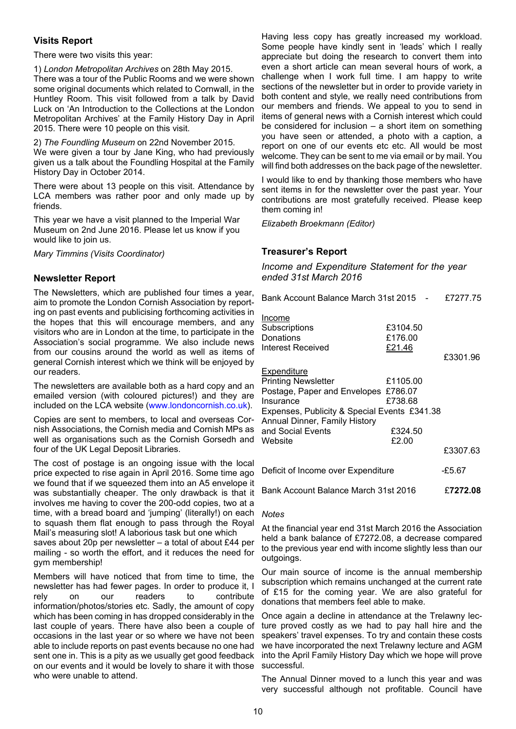## Visits Report

There were two visits this year:

1) *London Metropolitan Archives* on 28th May 2015.
There was a tour of the Public Rooms and we were shown some original documents which related to Cornwall, in the Huntley Room. This visit followed from a talk by David Luck on 'An Introduction to the Collections at the London Metropolitan Archives' at the Family History Day in April 2015. There were 10 people on this visit.

2) *The Foundling Museum* on 22nd November 2015.
We were given a tour by Jane King, who had previously given us a talk about the Foundling Hospital at the Family History Day in October 2014.

There were about 13 people on this visit. Attendance by LCA members was rather poor and only made up by friends.

This year we have a visit planned to the Imperial War Museum on 2nd June 2016. Please let us know if you would like to join us.

*Mary Timmins (Visits Coordinator)*

## Newsletter Report

The Newsletters, which are published four times a year, aim to promote the London Cornish Association by reporting on past events and publicising forthcoming activities in the hopes that this will encourage members, and any visitors who are in London at the time, to participate in the Association's social programme. We also include news from our cousins around the world as well as items of general Cornish interest which we think will be enjoyed by our readers.

The newsletters are available both as a hard copy and an emailed version (with coloured pictures!) and they are included on the LCA website (www.londoncornish.co.uk).

Copies are sent to members, to local and overseas Cornish Associations, the Cornish media and Cornish MPs as well as organisations such as the Cornish Gorsedh and four of the UK Legal Deposit Libraries.

The cost of postage is an ongoing issue with the local price expected to rise again in April 2016. Some time ago we found that if we squeezed them into an A5 envelope it was substantially cheaper. The only drawback is that it involves me having to cover the 200-odd copies, two at a time, with a bread board and 'jumping' (literally!) on each to squash them flat enough to pass through the Royal Mail's measuring slot! A laborious task but one which saves about 20p per newsletter – a total of about £44 per mailing - so worth the effort, and it reduces the need for gym membership!

Members will have noticed that from time to time, the newsletter has had fewer pages. In order to produce it, I rely on our readers to contribute information/photos/stories etc. Sadly, the amount of copy which has been coming in has dropped considerably in the last couple of years. There have also been a couple of occasions in the last year or so where we have not been able to include reports on past events because no one had sent one in. This is a pity as we usually get good feedback on our events and it would be lovely to share it with those who were unable to attend.

Having less copy has greatly increased my workload. Some people have kindly sent in 'leads' which I really appreciate but doing the research to convert them into even a short article can mean several hours of work, a challenge when I work full time. I am happy to write sections of the newsletter but in order to provide variety in both content and style, we really need contributions from our members and friends. We appeal to you to send in items of general news with a Cornish interest which could be considered for inclusion – a short item on something you have seen or attended, a photo with a caption, a report on one of our events etc etc. All would be most welcome. They can be sent to me via email or by mail. You will find both addresses on the back page of the newsletter.

I would like to end by thanking those members who have sent items in for the newsletter over the past year. Your contributions are most gratefully received. Please keep them coming in!

*Elizabeth Broekmann (Editor)*

## Treasurer's Report

*Income and Expenditure Statement for the year ended 31st March 2016*

| | | |
|---|---|---|
| Bank Account Balance March 31st 2015 - | | £7277.75 |
| Income | | |
| Subscriptions | £3104.50 | |
| Donations | £176.00 | |
| Interest Received | £21.46 | |
| | | £3301.96 |
| Expenditure | | |
| Printing Newsletter | £1105.00 | |
| Postage, Paper and Envelopes | £786.07 | |
| Insurance | £738.68 | |
| Expenses, Publicity & Special Events | £341.38 | |
| Annual Dinner, Family History and Social Events | £324.50 | |
| Website | £2.00 | |
| | | £3307.63 |
| Deficit of Income over Expenditure | | -£5.67 |
| Bank Account Balance March 31st 2016 | | **£7272.08** |

*Notes*

At the financial year end 31st March 2016 the Association held a bank balance of £7272.08, a decrease compared to the previous year end with income slightly less than our outgoings.

Our main source of income is the annual membership subscription which remains unchanged at the current rate of £15 for the coming year. We are also grateful for donations that members feel able to make.

Once again a decline in attendance at the Trelawny lecture proved costly as we had to pay hall hire and the speakers' travel expenses. To try and contain these costs we have incorporated the next Trelawny lecture and AGM into the April Family History Day which we hope will prove successful.

The Annual Dinner moved to a lunch this year and was very successful although not profitable. Council have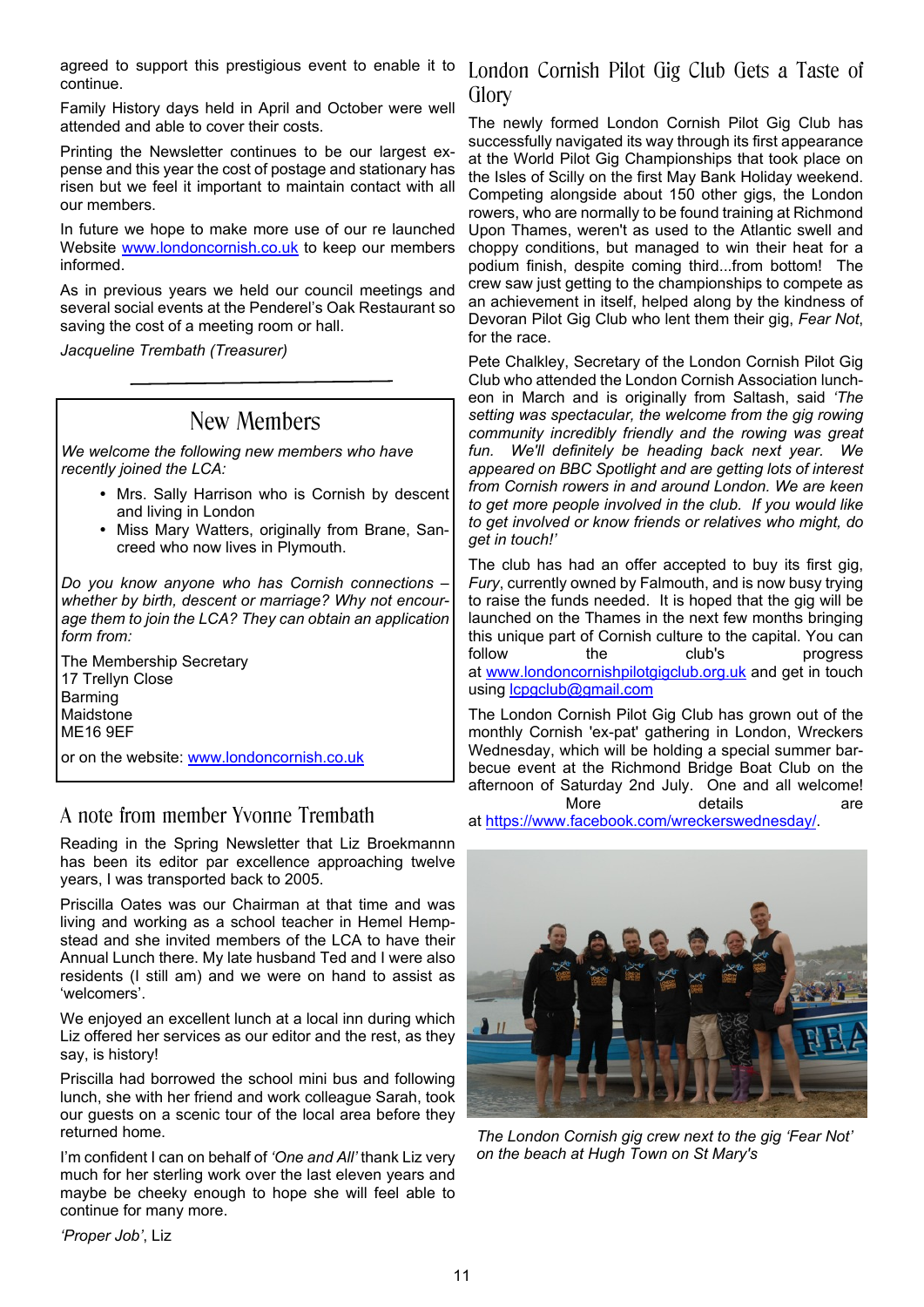agreed to support this prestigious event to enable it to continue.

Family History days held in April and October were well attended and able to cover their costs.

Printing the Newsletter continues to be our largest expense and this year the cost of postage and stationary has risen but we feel it important to maintain contact with all our members.

In future we hope to make more use of our re launched Website www.londoncornish.co.uk to keep our members informed.

As in previous years we held our council meetings and several social events at the Penderel's Oak Restaurant so saving the cost of a meeting room or hall.

*Jacqueline Trembath (Treasurer)*

## New Members

*We welcome the following new members who have recently joined the LCA:*

- Mrs. Sally Harrison who is Cornish by descent and living in London
- Miss Mary Watters, originally from Brane, Sancreed who now lives in Plymouth.

*Do you know anyone who has Cornish connections – whether by birth, descent or marriage? Why not encourage them to join the LCA? They can obtain an application form from:*

The Membership Secretary
17 Trellyn Close
Barming
Maidstone
ME16 9EF

or on the website: www.londoncornish.co.uk

## A note from member Yvonne Trembath

Reading in the Spring Newsletter that Liz Broekmannn has been its editor par excellence approaching twelve years, I was transported back to 2005.

Priscilla Oates was our Chairman at that time and was living and working as a school teacher in Hemel Hempstead and she invited members of the LCA to have their Annual Lunch there. My late husband Ted and I were also residents (I still am) and we were on hand to assist as 'welcomers'.

We enjoyed an excellent lunch at a local inn during which Liz offered her services as our editor and the rest, as they say, is history!

Priscilla had borrowed the school mini bus and following lunch, she with her friend and work colleague Sarah, took our guests on a scenic tour of the local area before they returned home.

I'm confident I can on behalf of *'One and All'* thank Liz very much for her sterling work over the last eleven years and maybe be cheeky enough to hope she will feel able to continue for many more.

*'Proper Job'*, Liz

## London Cornish Pilot Gig Club Gets a Taste of Glory

The newly formed London Cornish Pilot Gig Club has successfully navigated its way through its first appearance at the World Pilot Gig Championships that took place on the Isles of Scilly on the first May Bank Holiday weekend. Competing alongside about 150 other gigs, the London rowers, who are normally to be found training at Richmond Upon Thames, weren't as used to the Atlantic swell and choppy conditions, but managed to win their heat for a podium finish, despite coming third...from bottom! The crew saw just getting to the championships to compete as an achievement in itself, helped along by the kindness of Devoran Pilot Gig Club who lent them their gig, *Fear Not*, for the race.

Pete Chalkley, Secretary of the London Cornish Pilot Gig Club who attended the London Cornish Association luncheon in March and is originally from Saltash, said *'The setting was spectacular, the welcome from the gig rowing community incredibly friendly and the rowing was great fun. We'll definitely be heading back next year. We appeared on BBC Spotlight and are getting lots of interest from Cornish rowers in and around London. We are keen to get more people involved in the club. If you would like to get involved or know friends or relatives who might, do get in touch!'*

The club has had an offer accepted to buy its first gig, *Fury*, currently owned by Falmouth, and is now busy trying to raise the funds needed. It is hoped that the gig will be launched on the Thames in the next few months bringing this unique part of Cornish culture to the capital. You can follow the club's progress at www.londoncornishpilotgigclub.org.uk and get in touch using lcpgclub@gmail.com

The London Cornish Pilot Gig Club has grown out of the monthly Cornish 'ex-pat' gathering in London, Wreckers Wednesday, which will be holding a special summer barbecue event at the Richmond Bridge Boat Club on the afternoon of Saturday 2nd July. One and all welcome! More details are at https://www.facebook.com/wreckerswednesday/.

*The London Cornish gig crew next to the gig 'Fear Not' on the beach at Hugh Town on St Mary's*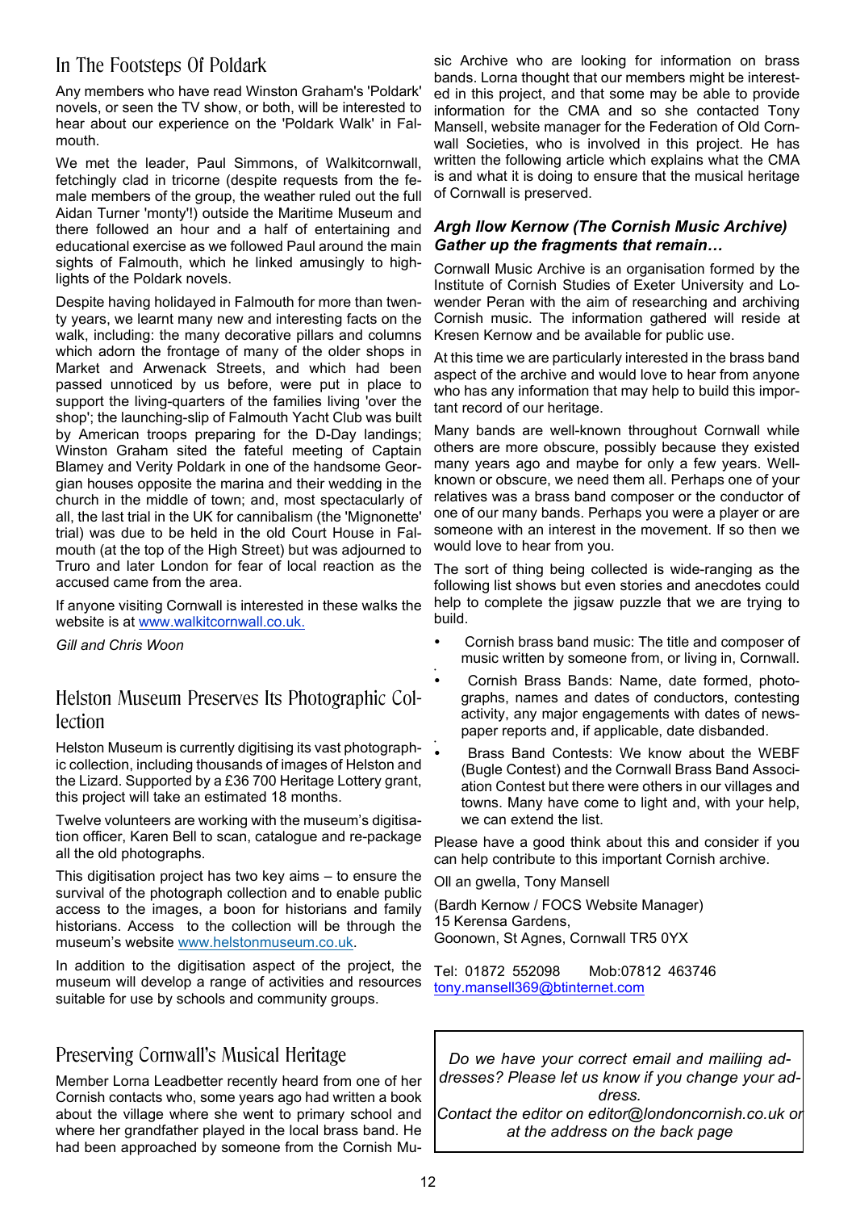## In The Footsteps Of Poldark

Any members who have read Winston Graham's 'Poldark' novels, or seen the TV show, or both, will be interested to hear about our experience on the 'Poldark Walk' in Falmouth.

We met the leader, Paul Simmons, of Walkitcornwall, fetchingly clad in tricorne (despite requests from the female members of the group, the weather ruled out the full Aidan Turner 'monty'!) outside the Maritime Museum and there followed an hour and a half of entertaining and educational exercise as we followed Paul around the main sights of Falmouth, which he linked amusingly to highlights of the Poldark novels.

Despite having holidayed in Falmouth for more than twenty years, we learnt many new and interesting facts on the walk, including: the many decorative pillars and columns which adorn the frontage of many of the older shops in Market and Arwenack Streets, and which had been passed unnoticed by us before, were put in place to support the living-quarters of the families living 'over the shop'; the launching-slip of Falmouth Yacht Club was built by American troops preparing for the D-Day landings; Winston Graham sited the fateful meeting of Captain Blamey and Verity Poldark in one of the handsome Georgian houses opposite the marina and their wedding in the church in the middle of town; and, most spectacularly of all, the last trial in the UK for cannibalism (the 'Mignonette' trial) was due to be held in the old Court House in Falmouth (at the top of the High Street) but was adjourned to Truro and later London for fear of local reaction as the accused came from the area.

If anyone visiting Cornwall is interested in these walks the website is at www.walkitcornwall.co.uk.

*Gill and Chris Woon*

## Helston Museum Preserves Its Photographic Collection

Helston Museum is currently digitising its vast photographic collection, including thousands of images of Helston and the Lizard. Supported by a £36 700 Heritage Lottery grant, this project will take an estimated 18 months.

Twelve volunteers are working with the museum's digitisation officer, Karen Bell to scan, catalogue and re-package all the old photographs.

This digitisation project has two key aims – to ensure the survival of the photograph collection and to enable public access to the images, a boon for historians and family historians. Access to the collection will be through the museum's website www.helstonmuseum.co.uk.

In addition to the digitisation aspect of the project, the museum will develop a range of activities and resources suitable for use by schools and community groups.

## Preserving Cornwall's Musical Heritage

Member Lorna Leadbetter recently heard from one of her Cornish contacts who, some years ago had written a book about the village where she went to primary school and where her grandfather played in the local brass band. He had been approached by someone from the Cornish Music Archive who are looking for information on brass bands. Lorna thought that our members might be interested in this project, and that some may be able to provide information for the CMA and so she contacted Tony Mansell, website manager for the Federation of Old Cornwall Societies, who is involved in this project. He has written the following article which explains what the CMA is and what it is doing to ensure that the musical heritage of Cornwall is preserved.

### *Argh Ilow Kernow (The Cornish Music Archive) Gather up the fragments that remain…*

Cornwall Music Archive is an organisation formed by the Institute of Cornish Studies of Exeter University and Lowender Peran with the aim of researching and archiving Cornish music. The information gathered will reside at Kresen Kernow and be available for public use.

At this time we are particularly interested in the brass band aspect of the archive and would love to hear from anyone who has any information that may help to build this important record of our heritage.

Many bands are well-known throughout Cornwall while others are more obscure, possibly because they existed many years ago and maybe for only a few years. Well-known or obscure, we need them all. Perhaps one of your relatives was a brass band composer or the conductor of one of our many bands. Perhaps you were a player or are someone with an interest in the movement. If so then we would love to hear from you.

The sort of thing being collected is wide-ranging as the following list shows but even stories and anecdotes could help to complete the jigsaw puzzle that we are trying to build.

- Cornish brass band music: The title and composer of music written by someone from, or living in, Cornwall.
- Cornish Brass Bands: Name, date formed, photographs, names and dates of conductors, contesting activity, any major engagements with dates of newspaper reports and, if applicable, date disbanded.
- Brass Band Contests: We know about the WEBF (Bugle Contest) and the Cornwall Brass Band Association Contest but there were others in our villages and towns. Many have come to light and, with your help, we can extend the list.

Please have a good think about this and consider if you can help contribute to this important Cornish archive.

Oll an gwella, Tony Mansell

(Bardh Kernow / FOCS Website Manager)
15 Kerensa Gardens,
Goonown, St Agnes, Cornwall TR5 0YX

Tel: 01872 552098 Mob:07812 463746
tony.mansell369@btinternet.com

*Do we have your correct email and mailiing addresses? Please let us know if you change your address.*
*Contact the editor on editor@londoncornish.co.uk or at the address on the back page*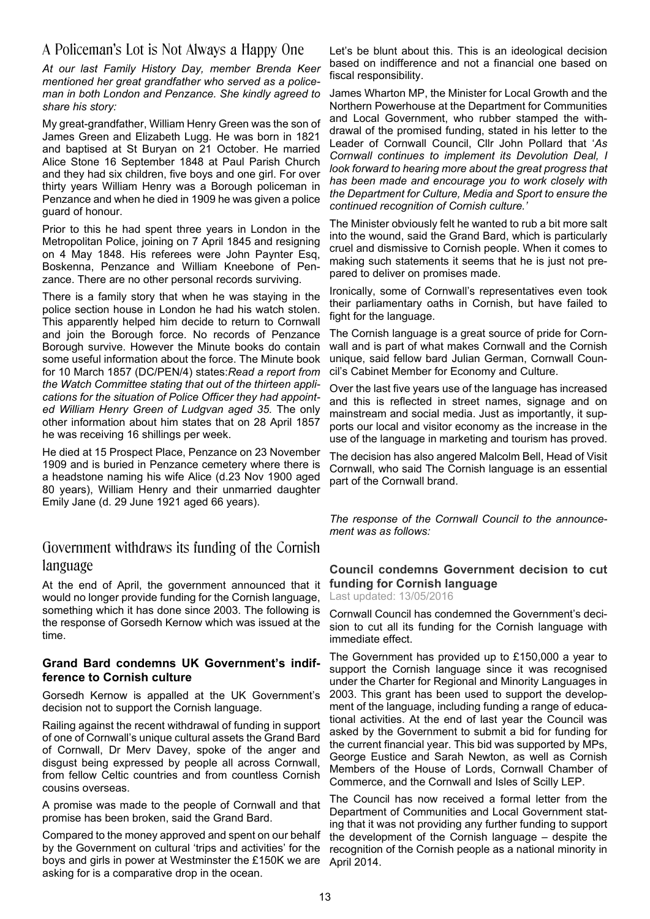## A Policeman's Lot is Not Always a Happy One

*At our last Family History Day, member Brenda Keer mentioned her great grandfather who served as a policeman in both London and Penzance. She kindly agreed to share his story:*

My great-grandfather, William Henry Green was the son of James Green and Elizabeth Lugg. He was born in 1821 and baptised at St Buryan on 21 October. He married Alice Stone 16 September 1848 at Paul Parish Church and they had six children, five boys and one girl. For over thirty years William Henry was a Borough policeman in Penzance and when he died in 1909 he was given a police guard of honour.

Prior to this he had spent three years in London in the Metropolitan Police, joining on 7 April 1845 and resigning on 4 May 1848. His referees were John Paynter Esq, Boskenna, Penzance and William Kneebone of Penzance. There are no other personal records surviving.

There is a family story that when he was staying in the police section house in London he had his watch stolen. This apparently helped him decide to return to Cornwall and join the Borough force. No records of Penzance Borough survive. However the Minute books do contain some useful information about the force. The Minute book for 10 March 1857 (DC/PEN/4) states:*Read a report from the Watch Committee stating that out of the thirteen applications for the situation of Police Officer they had appointed William Henry Green of Ludgvan aged 35.* The only other information about him states that on 28 April 1857 he was receiving 16 shillings per week.

He died at 15 Prospect Place, Penzance on 23 November 1909 and is buried in Penzance cemetery where there is a headstone naming his wife Alice (d.23 Nov 1900 aged 80 years), William Henry and their unmarried daughter Emily Jane (d. 29 June 1921 aged 66 years).

## Government withdraws its funding of the Cornish language

At the end of April, the government announced that it would no longer provide funding for the Cornish language, something which it has done since 2003. The following is the response of Gorsedh Kernow which was issued at the time.

### Grand Bard condemns UK Government's indifference to Cornish culture

Gorsedh Kernow is appalled at the UK Government's decision not to support the Cornish language.

Railing against the recent withdrawal of funding in support of one of Cornwall's unique cultural assets the Grand Bard of Cornwall, Dr Merv Davey, spoke of the anger and disgust being expressed by people all across Cornwall, from fellow Celtic countries and from countless Cornish cousins overseas.

A promise was made to the people of Cornwall and that promise has been broken, said the Grand Bard.

Compared to the money approved and spent on our behalf by the Government on cultural 'trips and activities' for the boys and girls in power at Westminster the £150K we are asking for is a comparative drop in the ocean.

Let's be blunt about this. This is an ideological decision based on indifference and not a financial one based on fiscal responsibility.

James Wharton MP, the Minister for Local Growth and the Northern Powerhouse at the Department for Communities and Local Government, who rubber stamped the withdrawal of the promised funding, stated in his letter to the Leader of Cornwall Council, Cllr John Pollard that '*As Cornwall continues to implement its Devolution Deal, I look forward to hearing more about the great progress that has been made and encourage you to work closely with the Department for Culture, Media and Sport to ensure the continued recognition of Cornish culture.*'

The Minister obviously felt he wanted to rub a bit more salt into the wound, said the Grand Bard, which is particularly cruel and dismissive to Cornish people. When it comes to making such statements it seems that he is just not prepared to deliver on promises made.

Ironically, some of Cornwall's representatives even took their parliamentary oaths in Cornish, but have failed to fight for the language.

The Cornish language is a great source of pride for Cornwall and is part of what makes Cornwall and the Cornish unique, said fellow bard Julian German, Cornwall Council's Cabinet Member for Economy and Culture.

Over the last five years use of the language has increased and this is reflected in street names, signage and on mainstream and social media. Just as importantly, it supports our local and visitor economy as the increase in the use of the language in marketing and tourism has proved.

The decision has also angered Malcolm Bell, Head of Visit Cornwall, who said The Cornish language is an essential part of the Cornwall brand.

*The response of the Cornwall Council to the announcement was as follows:*

### Council condemns Government decision to cut funding for Cornish language

Last updated: 13/05/2016

Cornwall Council has condemned the Government's decision to cut all its funding for the Cornish language with immediate effect.

The Government has provided up to £150,000 a year to support the Cornish language since it was recognised under the Charter for Regional and Minority Languages in 2003. This grant has been used to support the development of the language, including funding a range of educational activities. At the end of last year the Council was asked by the Government to submit a bid for funding for the current financial year. This bid was supported by MPs, George Eustice and Sarah Newton, as well as Cornish Members of the House of Lords, Cornwall Chamber of Commerce, and the Cornwall and Isles of Scilly LEP.

The Council has now received a formal letter from the Department of Communities and Local Government stating that it was not providing any further funding to support the development of the Cornish language – despite the recognition of the Cornish people as a national minority in April 2014.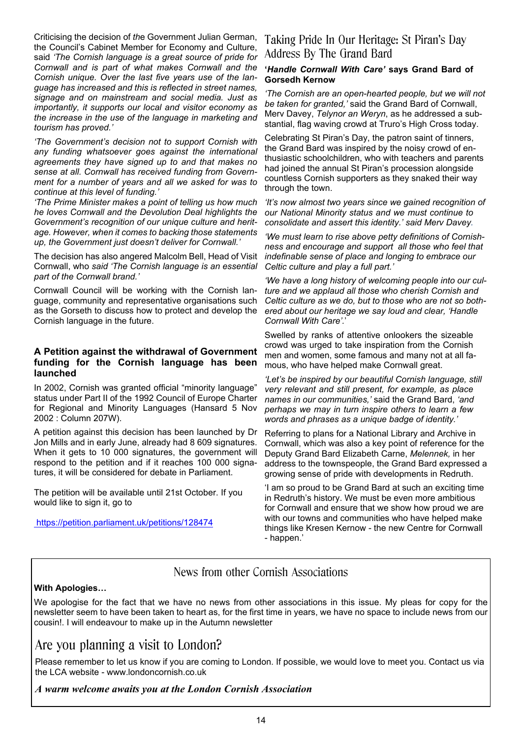Criticising the decision of the Government Julian German, the Council's Cabinet Member for Economy and Culture, said *'The Cornish language is a great source of pride for Cornwall and is part of what makes Cornwall and the Cornish unique. Over the last five years use of the language has increased and this is reflected in street names, signage and on mainstream and social media. Just as importantly, it supports our local and visitor economy as the increase in the use of the language in marketing and tourism has proved.'*

*'The Government's decision not to support Cornish with any funding whatsoever goes against the international agreements they have signed up to and that makes no sense at all. Cornwall has received funding from Government for a number of years and all we asked for was to continue at this level of funding.'*

*'The Prime Minister makes a point of telling us how much he loves Cornwall and the Devolution Deal highlights the Government's recognition of our unique culture and heritage. However, when it comes to backing those statements up, the Government just doesn't deliver for Cornwall.'*

The decision has also angered Malcolm Bell, Head of Visit Cornwall, who *said 'The Cornish language is an essential part of the Cornwall brand.'*

Cornwall Council will be working with the Cornish language, community and representative organisations such as the Gorseth to discuss how to protect and develop the Cornish language in the future.

### A Petition against the withdrawal of Government funding for the Cornish language has been launched

In 2002, Cornish was granted official "minority language" status under Part II of the 1992 Council of Europe Charter for Regional and Minority Languages (Hansard 5 Nov 2002 : Column 207W).

A petition against this decision has been launched by Dr Jon Mills and in early June, already had 8 609 signatures. When it gets to 10 000 signatures, the government will respond to the petition and if it reaches 100 000 signatures, it will be considered for debate in Parliament.

The petition will be available until 21st October. If you would like to sign it, go to

https://petition.parliament.uk/petitions/128474

## Taking Pride In Our Heritage: St Piran's Day Address By The Grand Bard

**'*Handle Cornwall With Care*' says Grand Bard of Gorsedh Kernow**

*'The Cornish are an open-hearted people, but we will not be taken for granted,'* said the Grand Bard of Cornwall, Merv Davey, *Telynor an Weryn*, as he addressed a substantial, flag waving crowd at Truro's High Cross today.

Celebrating St Piran's Day, the patron saint of tinners, the Grand Bard was inspired by the noisy crowd of enthusiastic schoolchildren, who with teachers and parents had joined the annual St Piran's procession alongside countless Cornish supporters as they snaked their way through the town.

*'It's now almost two years since we gained recognition of our National Minority status and we must continue to consolidate and assert this identity.' said Merv Davey.*

*'We must learn to rise above petty definitions of Cornishness and encourage and support all those who feel that indefinable sense of place and longing to embrace our Celtic culture and play a full part.'*

*'We have a long history of welcoming people into our culture and we applaud all those who cherish Cornish and Celtic culture as we do, but to those who are not so bothered about our heritage we say loud and clear, 'Handle Cornwall With Care'.'*

Swelled by ranks of attentive onlookers the sizeable crowd was urged to take inspiration from the Cornish men and women, some famous and many not at all famous, who have helped make Cornwall great.

*'Let's be inspired by our beautiful Cornish language, still very relevant and still present, for example, as place names in our communities,'* said the Grand Bard, *'and perhaps we may in turn inspire others to learn a few words and phrases as a unique badge of identity.'*

Referring to plans for a National Library and Archive in Cornwall, which was also a key point of reference for the Deputy Grand Bard Elizabeth Carne, *Melennek,* in her address to the townspeople, the Grand Bard expressed a growing sense of pride with developments in Redruth.

'I am so proud to be Grand Bard at such an exciting time in Redruth's history. We must be even more ambitious for Cornwall and ensure that we show how proud we are with our towns and communities who have helped make things like Kresen Kernow - the new Centre for Cornwall - happen.'

## News from other Cornish Associations

**With Apologies…**

We apologise for the fact that we have no news from other associations in this issue. My pleas for copy for the newsletter seem to have been taken to heart as, for the first time in years, we have no space to include news from our cousin!. I will endeavour to make up in the Autumn newsletter

## Are you planning a visit to London?

Please remember to let us know if you are coming to London. If possible, we would love to meet you. Contact us via the LCA website - www.londoncornish.co.uk

***A warm welcome awaits you at the London Cornish Association***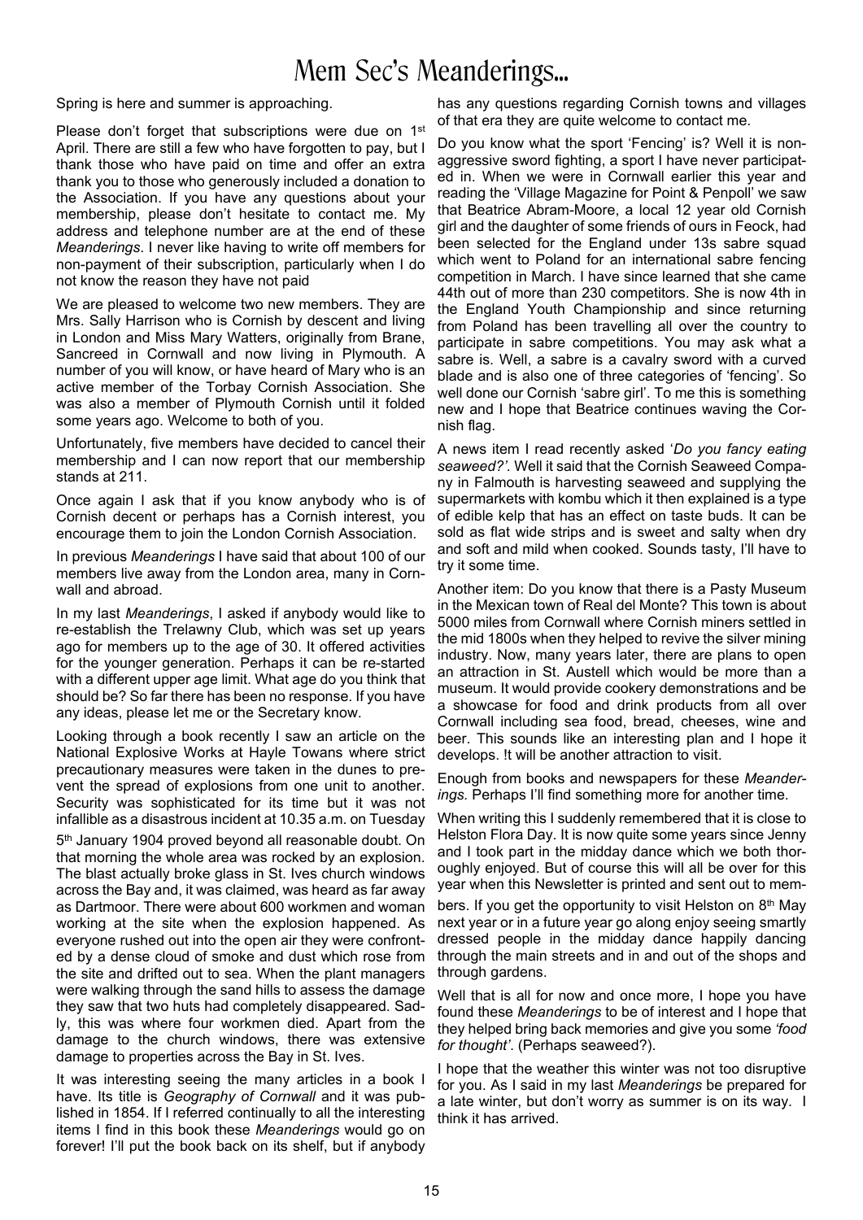# Mem Sec's Meanderings...

Spring is here and summer is approaching.

Please don't forget that subscriptions were due on 1st April. There are still a few who have forgotten to pay, but I thank those who have paid on time and offer an extra thank you to those who generously included a donation to the Association. If you have any questions about your membership, please don't hesitate to contact me. My address and telephone number are at the end of these *Meanderings*. I never like having to write off members for non-payment of their subscription, particularly when I do not know the reason they have not paid

We are pleased to welcome two new members. They are Mrs. Sally Harrison who is Cornish by descent and living in London and Miss Mary Watters, originally from Brane, Sancreed in Cornwall and now living in Plymouth. A number of you will know, or have heard of Mary who is an active member of the Torbay Cornish Association. She was also a member of Plymouth Cornish until it folded some years ago. Welcome to both of you.

Unfortunately, five members have decided to cancel their membership and I can now report that our membership stands at 211.

Once again I ask that if you know anybody who is of Cornish decent or perhaps has a Cornish interest, you encourage them to join the London Cornish Association.

In previous *Meanderings* I have said that about 100 of our members live away from the London area, many in Cornwall and abroad.

In my last *Meanderings*, I asked if anybody would like to re-establish the Trelawny Club, which was set up years ago for members up to the age of 30. It offered activities for the younger generation. Perhaps it can be re-started with a different upper age limit. What age do you think that should be? So far there has been no response. If you have any ideas, please let me or the Secretary know.

Looking through a book recently I saw an article on the National Explosive Works at Hayle Towans where strict precautionary measures were taken in the dunes to prevent the spread of explosions from one unit to another. Security was sophisticated for its time but it was not infallible as a disastrous incident at 10.35 a.m. on Tuesday 5th January 1904 proved beyond all reasonable doubt. On that morning the whole area was rocked by an explosion. The blast actually broke glass in St. Ives church windows across the Bay and, it was claimed, was heard as far away as Dartmoor. There were about 600 workmen and woman working at the site when the explosion happened. As everyone rushed out into the open air they were confronted by a dense cloud of smoke and dust which rose from the site and drifted out to sea. When the plant managers were walking through the sand hills to assess the damage they saw that two huts had completely disappeared. Sadly, this was where four workmen died. Apart from the damage to the church windows, there was extensive damage to properties across the Bay in St. Ives.

It was interesting seeing the many articles in a book I have. Its title is *Geography of Cornwall* and it was published in 1854. If I referred continually to all the interesting items I find in this book these *Meanderings* would go on forever! I'll put the book back on its shelf, but if anybody has any questions regarding Cornish towns and villages of that era they are quite welcome to contact me.

Do you know what the sport 'Fencing' is? Well it is non-aggressive sword fighting, a sport I have never participated in. When we were in Cornwall earlier this year and reading the 'Village Magazine for Point & Penpoll' we saw that Beatrice Abram-Moore, a local 12 year old Cornish girl and the daughter of some friends of ours in Feock, had been selected for the England under 13s sabre squad which went to Poland for an international sabre fencing competition in March. I have since learned that she came 44th out of more than 230 competitors. She is now 4th in the England Youth Championship and since returning from Poland has been travelling all over the country to participate in sabre competitions. You may ask what a sabre is. Well, a sabre is a cavalry sword with a curved blade and is also one of three categories of 'fencing'. So well done our Cornish 'sabre girl'. To me this is something new and I hope that Beatrice continues waving the Cornish flag.

A news item I read recently asked '*Do you fancy eating seaweed?'*. Well it said that the Cornish Seaweed Company in Falmouth is harvesting seaweed and supplying the supermarkets with kombu which it then explained is a type of edible kelp that has an effect on taste buds. It can be sold as flat wide strips and is sweet and salty when dry and soft and mild when cooked. Sounds tasty, I'll have to try it some time.

Another item: Do you know that there is a Pasty Museum in the Mexican town of Real del Monte? This town is about 5000 miles from Cornwall where Cornish miners settled in the mid 1800s when they helped to revive the silver mining industry. Now, many years later, there are plans to open an attraction in St. Austell which would be more than a museum. It would provide cookery demonstrations and be a showcase for food and drink products from all over Cornwall including sea food, bread, cheeses, wine and beer. This sounds like an interesting plan and I hope it develops. !t will be another attraction to visit.

Enough from books and newspapers for these *Meanderings.* Perhaps I'll find something more for another time.

When writing this I suddenly remembered that it is close to Helston Flora Day. It is now quite some years since Jenny and I took part in the midday dance which we both thoroughly enjoyed. But of course this will all be over for this year when this Newsletter is printed and sent out to members. If you get the opportunity to visit Helston on 8th May next year or in a future year go along enjoy seeing smartly dressed people in the midday dance happily dancing through the main streets and in and out of the shops and through gardens.

Well that is all for now and once more, I hope you have found these *Meanderings* to be of interest and I hope that they helped bring back memories and give you some *'food for thought'*. (Perhaps seaweed?).

I hope that the weather this winter was not too disruptive for you. As I said in my last *Meanderings* be prepared for a late winter, but don't worry as summer is on its way. I think it has arrived.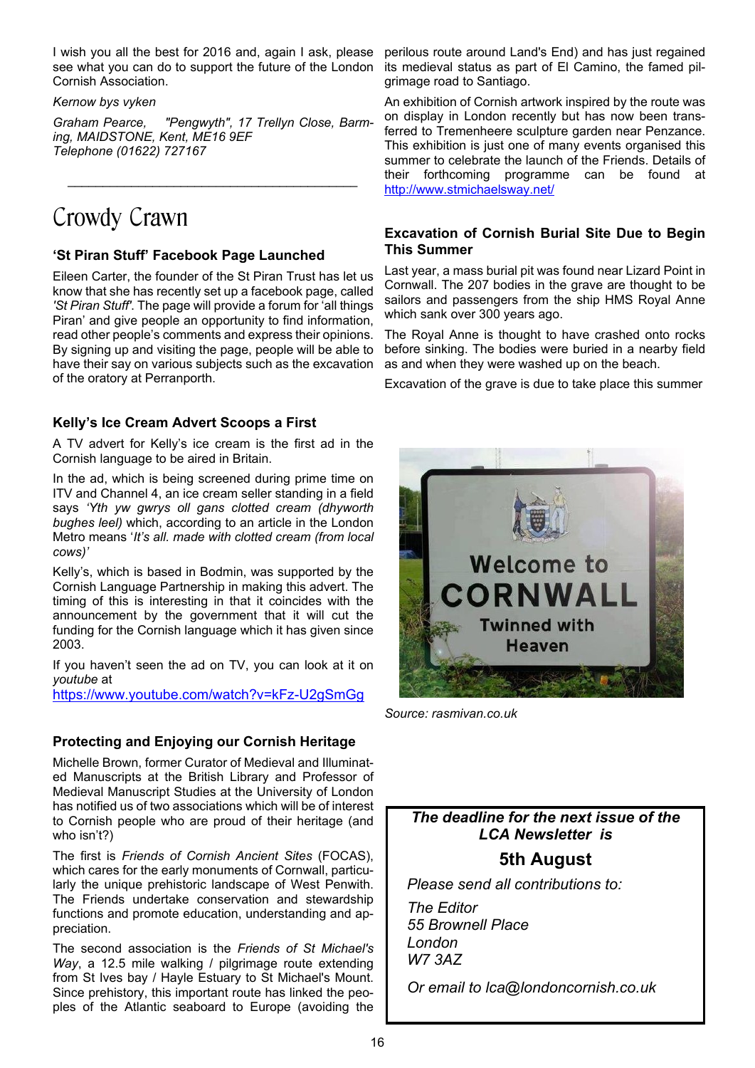I wish you all the best for 2016 and, again I ask, please see what you can do to support the future of the London Cornish Association.

*Kernow bys vyken*

*Graham Pearce, "Pengwyth", 17 Trellyn Close, Barming, MAIDSTONE, Kent, ME16 9EF*
*Telephone (01622) 727167*

---

# Crowdy Crawn

### 'St Piran Stuff' Facebook Page Launched

Eileen Carter, the founder of the St Piran Trust has let us know that she has recently set up a facebook page, called *'St Piran Stuff'*. The page will provide a forum for 'all things Piran' and give people an opportunity to find information, read other people's comments and express their opinions. By signing up and visiting the page, people will be able to have their say on various subjects such as the excavation of the oratory at Perranporth.

### Kelly's Ice Cream Advert Scoops a First

A TV advert for Kelly's ice cream is the first ad in the Cornish language to be aired in Britain.

In the ad, which is being screened during prime time on ITV and Channel 4, an ice cream seller standing in a field says *'Yth yw gwrys oll gans clotted cream (dhyworth bughes leel)* which, according to an article in the London Metro means '*It's all. made with clotted cream (from local cows)'*

Kelly's, which is based in Bodmin, was supported by the Cornish Language Partnership in making this advert. The timing of this is interesting in that it coincides with the announcement by the government that it will cut the funding for the Cornish language which it has given since 2003.

If you haven't seen the ad on TV, you can look at it on *youtube* at
https://www.youtube.com/watch?v=kFz-U2gSmGg

### Protecting and Enjoying our Cornish Heritage

Michelle Brown, former Curator of Medieval and Illuminated Manuscripts at the British Library and Professor of Medieval Manuscript Studies at the University of London has notified us of two associations which will be of interest to Cornish people who are proud of their heritage (and who isn't?)

The first is *Friends of Cornish Ancient Sites* (FOCAS), which cares for the early monuments of Cornwall, particularly the unique prehistoric landscape of West Penwith. The Friends undertake conservation and stewardship functions and promote education, understanding and appreciation.

The second association is the *Friends of St Michael's Way*, a 12.5 mile walking / pilgrimage route extending from St Ives bay / Hayle Estuary to St Michael's Mount. Since prehistory, this important route has linked the peoples of the Atlantic seaboard to Europe (avoiding the perilous route around Land's End) and has just regained its medieval status as part of El Camino, the famed pilgrimage road to Santiago.

An exhibition of Cornish artwork inspired by the route was on display in London recently but has now been transferred to Tremenheere sculpture garden near Penzance. This exhibition is just one of many events organised this summer to celebrate the launch of the Friends. Details of their forthcoming programme can be found at http://www.stmichaelsway.net/

### Excavation of Cornish Burial Site Due to Begin This Summer

Last year, a mass burial pit was found near Lizard Point in Cornwall. The 207 bodies in the grave are thought to be sailors and passengers from the ship HMS Royal Anne which sank over 300 years ago.

The Royal Anne is thought to have crashed onto rocks before sinking. The bodies were buried in a nearby field as and when they were washed up on the beach.

Excavation of the grave is due to take place this summer

Welcome to
CORNWALL
Twinned with
Heaven

*Source: rasmivan.co.uk*

***The deadline for the next issue of the LCA Newsletter is***

**5th August**

*Please send all contributions to:*

*The Editor*
*55 Brownell Place*
*London*
*W7 3AZ*

*Or email to lca@londoncornish.co.uk*